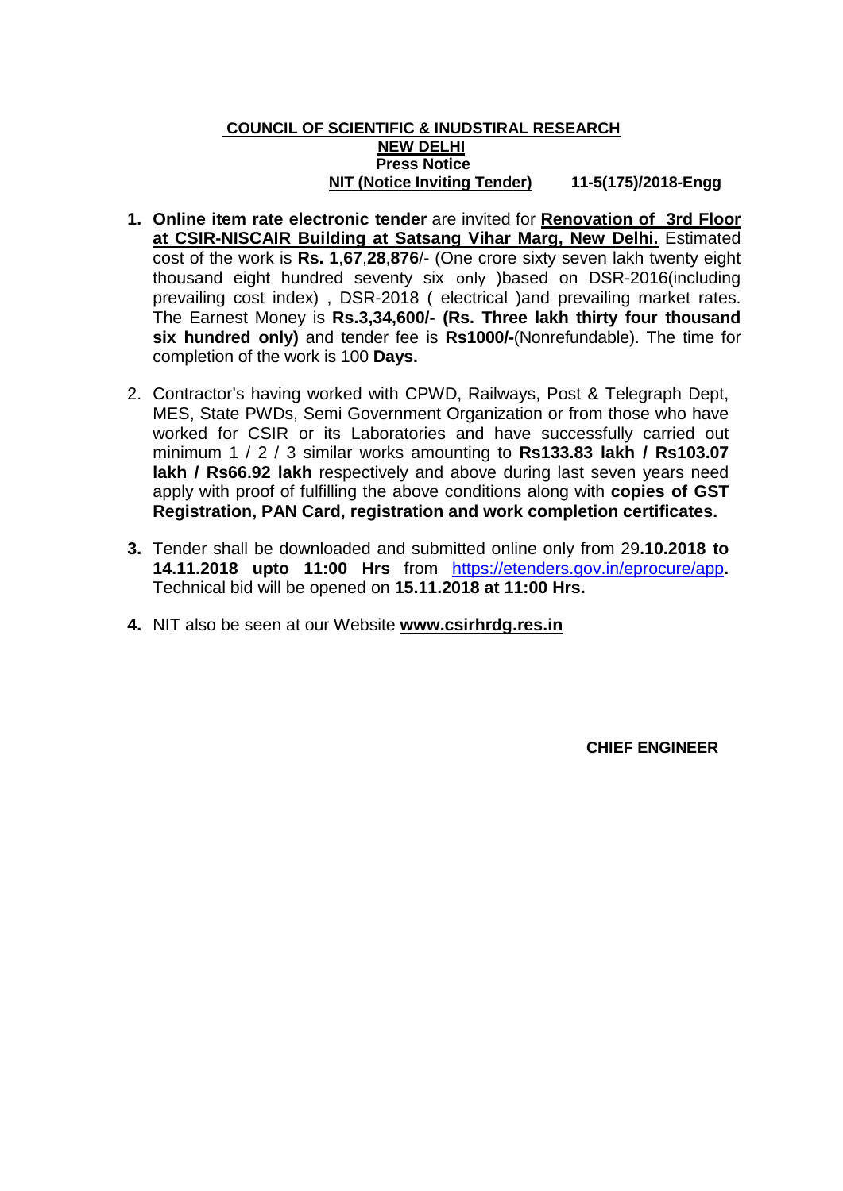**COUNCIL OF SCIENTIFIC & INUDSTIRAL RESEARCH**

**NEW DELHI**

**Press Notice**

**NIT (Notice Inviting Tender)** **11-5(175)/2018-Engg**

1. **Online item rate electronic tender** are invited for **Renovation of 3rd Floor at CSIR-NISCAIR Building at Satsang Vihar Marg, New Delhi.** Estimated cost of the work is **Rs. 1**,**67**,**28**,**876**/- (One crore sixty seven lakh twenty eight thousand eight hundred seventy six only )based on DSR-2016(including prevailing cost index) , DSR-2018 ( electrical )and prevailing market rates. The Earnest Money is **Rs.3,34,600/- (Rs. Three lakh thirty four thousand six hundred only)** and tender fee is **Rs1000/-**(Nonrefundable). The time for completion of the work is 100 **Days.**

2. Contractor's having worked with CPWD, Railways, Post & Telegraph Dept, MES, State PWDs, Semi Government Organization or from those who have worked for CSIR or its Laboratories and have successfully carried out minimum 1 / 2 / 3 similar works amounting to **Rs133.83 lakh / Rs103.07 lakh / Rs66.92 lakh** respectively and above during last seven years need apply with proof of fulfilling the above conditions along with **copies of GST Registration, PAN Card, registration and work completion certificates.**

3. Tender shall be downloaded and submitted online only from 29**.10.2018 to 14.11.2018 upto 11:00 Hrs** from https://etenders.gov.in/eprocure/app**.** Technical bid will be opened on **15.11.2018 at 11:00 Hrs.**

4. NIT also be seen at our Website **www.csirhrdg.res.in**

**CHIEF ENGINEER**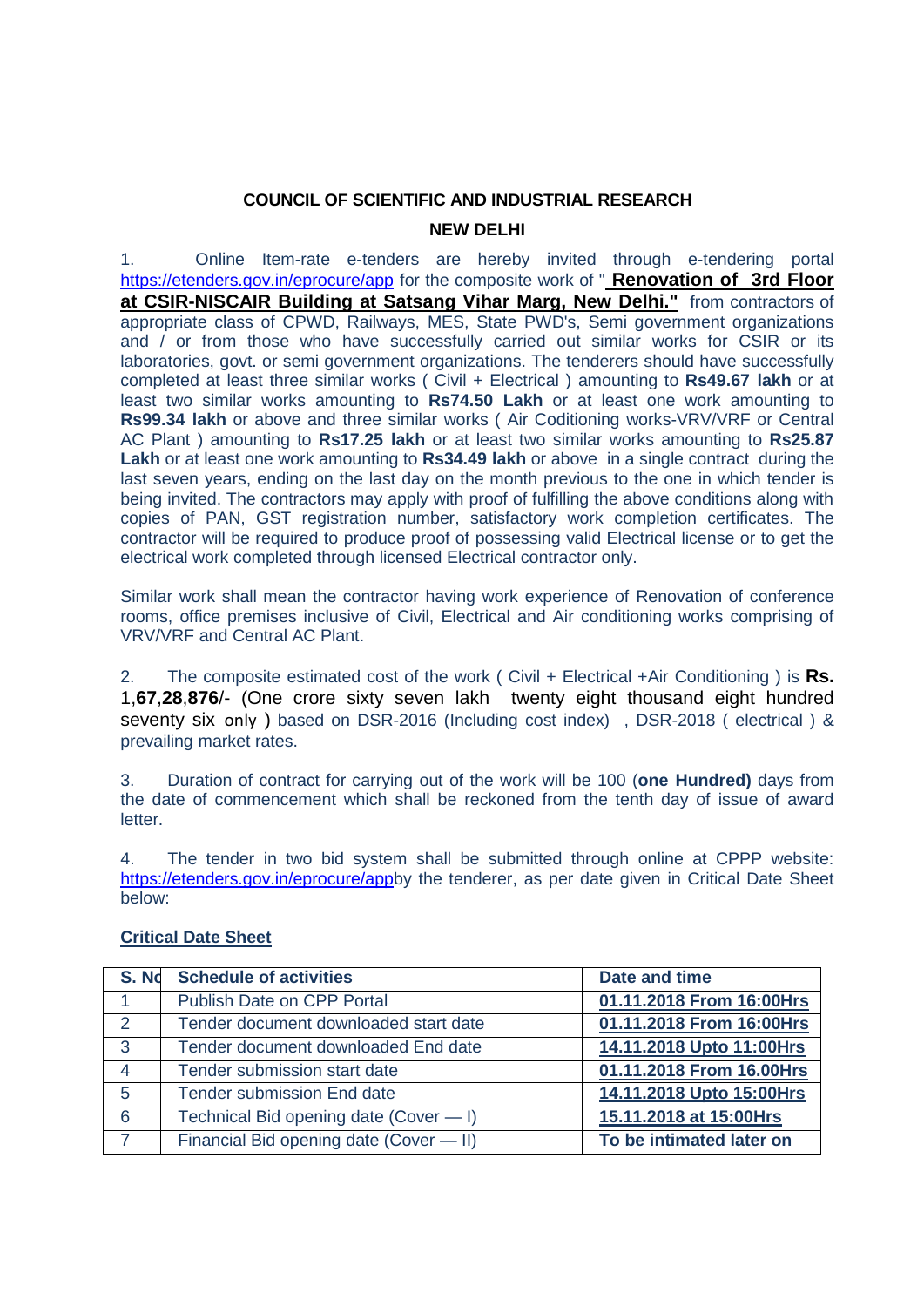**COUNCIL OF SCIENTIFIC AND INDUSTRIAL RESEARCH**

**NEW DELHI**

1. Online Item-rate e-tenders are hereby invited through e-tendering portal https://etenders.gov.in/eprocure/app for the composite work of "**Renovation of 3rd Floor at CSIR-NISCAIR Building at Satsang Vihar Marg, New Delhi."** from contractors of appropriate class of CPWD, Railways, MES, State PWD's, Semi government organizations and / or from those who have successfully carried out similar works for CSIR or its laboratories, govt. or semi government organizations. The tenderers should have successfully completed at least three similar works ( Civil + Electrical ) amounting to **Rs49.67 lakh** or at least two similar works amounting to **Rs74.50 Lakh** or at least one work amounting to **Rs99.34 lakh** or above and three similar works ( Air Coditioning works-VRV/VRF or Central AC Plant ) amounting to **Rs17.25 lakh** or at least two similar works amounting to **Rs25.87 Lakh** or at least one work amounting to **Rs34.49 lakh** or above in a single contract during the last seven years, ending on the last day on the month previous to the one in which tender is being invited. The contractors may apply with proof of fulfilling the above conditions along with copies of PAN, GST registration number, satisfactory work completion certificates. The contractor will be required to produce proof of possessing valid Electrical license or to get the electrical work completed through licensed Electrical contractor only.

Similar work shall mean the contractor having work experience of Renovation of conference rooms, office premises inclusive of Civil, Electrical and Air conditioning works comprising of VRV/VRF and Central AC Plant.

2. The composite estimated cost of the work ( Civil + Electrical +Air Conditioning ) is **Rs.** 1,**67**,**28**,**876**/- (One crore sixty seven lakh twenty eight thousand eight hundred seventy six only ) based on DSR-2016 (Including cost index) , DSR-2018 ( electrical ) & prevailing market rates.

3. Duration of contract for carrying out of the work will be 100 (**one Hundred)** days from the date of commencement which shall be reckoned from the tenth day of issue of award letter.

4. The tender in two bid system shall be submitted through online at CPPP website: https://etenders.gov.in/eprocure/appby the tenderer, as per date given in Critical Date Sheet below:

**Critical Date Sheet**

| S. No | Schedule of activities | Date and time |
|---|---|---|
| 1 | Publish Date on CPP Portal | **01.11.2018 From 16:00Hrs** |
| 2 | Tender document downloaded start date | **01.11.2018 From 16:00Hrs** |
| 3 | Tender document downloaded End date | **14.11.2018 Upto 11:00Hrs** |
| 4 | Tender submission start date | **01.11.2018 From 16.00Hrs** |
| 5 | Tender submission End date | **14.11.2018 Upto 15:00Hrs** |
| 6 | Technical Bid opening date (Cover — I) | **15.11.2018 at 15:00Hrs** |
| 7 | Financial Bid opening date (Cover — II) | **To be intimated later on** |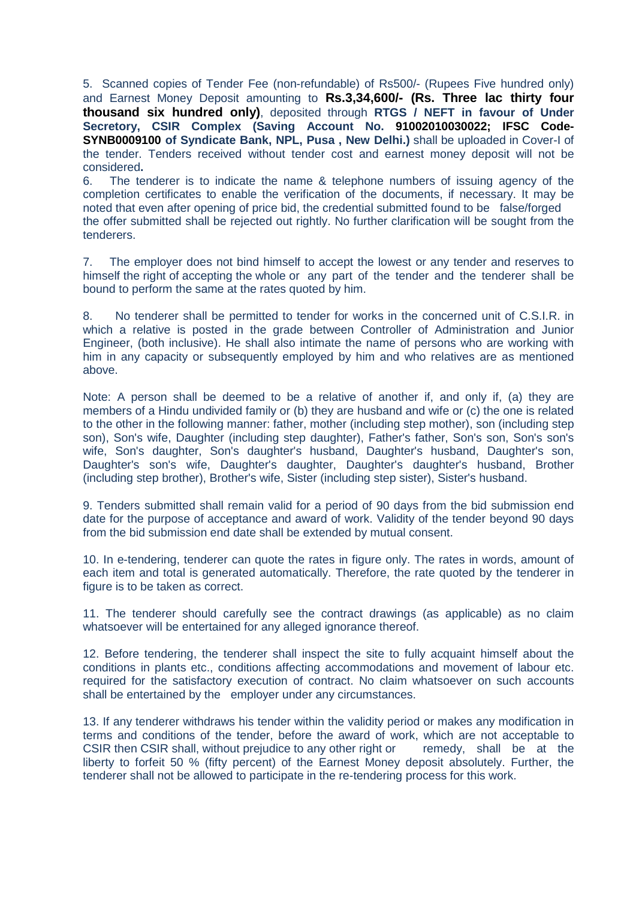5. Scanned copies of Tender Fee (non-refundable) of Rs500/- (Rupees Five hundred only) and Earnest Money Deposit amounting to **Rs.3,34,600/- (Rs. Three lac thirty four thousand six hundred only)**, deposited through **RTGS / NEFT in favour of Under Secretary, CSIR Complex (Saving Account No. 91002010030022; IFSC Code- SYNB0009100 of Syndicate Bank, NPL, Pusa , New Delhi.)** shall be uploaded in Cover-I of the tender. Tenders received without tender cost and earnest money deposit will not be considered**.**

6. The tenderer is to indicate the name & telephone numbers of issuing agency of the completion certificates to enable the verification of the documents, if necessary. It may be noted that even after opening of price bid, the credential submitted found to be false/forged the offer submitted shall be rejected out rightly. No further clarification will be sought from the tenderers.

7. The employer does not bind himself to accept the lowest or any tender and reserves to himself the right of accepting the whole or any part of the tender and the tenderer shall be bound to perform the same at the rates quoted by him.

8. No tenderer shall be permitted to tender for works in the concerned unit of C.S.I.R. in which a relative is posted in the grade between Controller of Administration and Junior Engineer, (both inclusive). He shall also intimate the name of persons who are working with him in any capacity or subsequently employed by him and who relatives are as mentioned above.

Note: A person shall be deemed to be a relative of another if, and only if, (a) they are members of a Hindu undivided family or (b) they are husband and wife or (c) the one is related to the other in the following manner: father, mother (including step mother), son (including step son), Son's wife, Daughter (including step daughter), Father's father, Son's son, Son's son's wife, Son's daughter, Son's daughter's husband, Daughter's husband, Daughter's son, Daughter's son's wife, Daughter's daughter, Daughter's daughter's husband, Brother (including step brother), Brother's wife, Sister (including step sister), Sister's husband.

9. Tenders submitted shall remain valid for a period of 90 days from the bid submission end date for the purpose of acceptance and award of work. Validity of the tender beyond 90 days from the bid submission end date shall be extended by mutual consent.

10. In e-tendering, tenderer can quote the rates in figure only. The rates in words, amount of each item and total is generated automatically. Therefore, the rate quoted by the tenderer in figure is to be taken as correct.

11. The tenderer should carefully see the contract drawings (as applicable) as no claim whatsoever will be entertained for any alleged ignorance thereof.

12. Before tendering, the tenderer shall inspect the site to fully acquaint himself about the conditions in plants etc., conditions affecting accommodations and movement of labour etc. required for the satisfactory execution of contract. No claim whatsoever on such accounts shall be entertained by the employer under any circumstances.

13. If any tenderer withdraws his tender within the validity period or makes any modification in terms and conditions of the tender, before the award of work, which are not acceptable to CSIR then CSIR shall, without prejudice to any other right or remedy, shall be at the liberty to forfeit 50 % (fifty percent) of the Earnest Money deposit absolutely. Further, the tenderer shall not be allowed to participate in the re-tendering process for this work.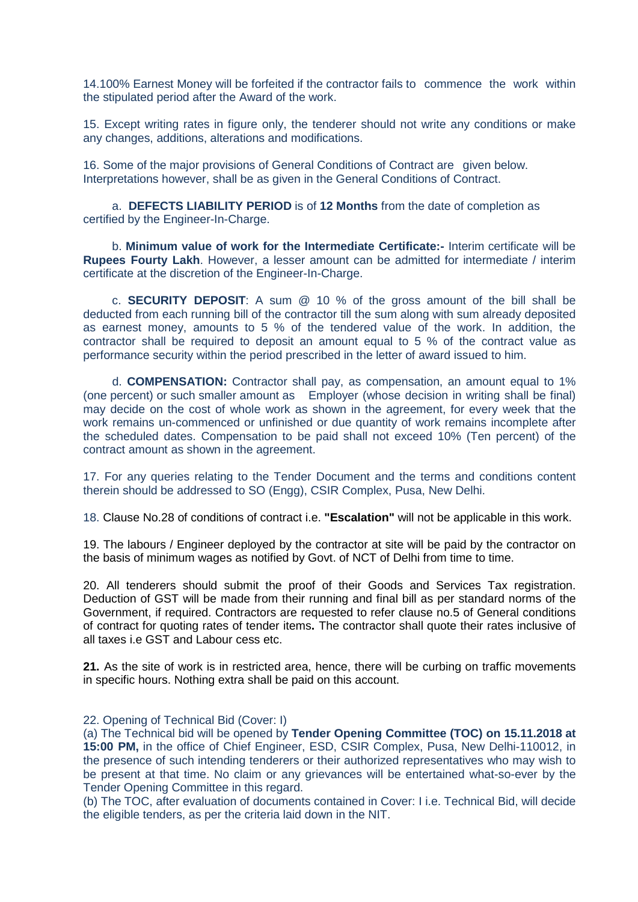14.100% Earnest Money will be forfeited if the contractor fails to commence the work within the stipulated period after the Award of the work.

15. Except writing rates in figure only, the tenderer should not write any conditions or make any changes, additions, alterations and modifications.

16. Some of the major provisions of General Conditions of Contract are given below. Interpretations however, shall be as given in the General Conditions of Contract.

a. **DEFECTS LIABILITY PERIOD** is of **12 Months** from the date of completion as certified by the Engineer-In-Charge.

b. **Minimum value of work for the Intermediate Certificate:-** Interim certificate will be **Rupees Fourty Lakh**. However, a lesser amount can be admitted for intermediate / interim certificate at the discretion of the Engineer-In-Charge.

c. **SECURITY DEPOSIT**: A sum @ 10 % of the gross amount of the bill shall be deducted from each running bill of the contractor till the sum along with sum already deposited as earnest money, amounts to 5 % of the tendered value of the work. In addition, the contractor shall be required to deposit an amount equal to 5 % of the contract value as performance security within the period prescribed in the letter of award issued to him.

d. **COMPENSATION:** Contractor shall pay, as compensation, an amount equal to 1% (one percent) or such smaller amount as Employer (whose decision in writing shall be final) may decide on the cost of whole work as shown in the agreement, for every week that the work remains un-commenced or unfinished or due quantity of work remains incomplete after the scheduled dates. Compensation to be paid shall not exceed 10% (Ten percent) of the contract amount as shown in the agreement.

17. For any queries relating to the Tender Document and the terms and conditions content therein should be addressed to SO (Engg), CSIR Complex, Pusa, New Delhi.

18. Clause No.28 of conditions of contract i.e. **"Escalation"** will not be applicable in this work.

19. The labours / Engineer deployed by the contractor at site will be paid by the contractor on the basis of minimum wages as notified by Govt. of NCT of Delhi from time to time.

20. All tenderers should submit the proof of their Goods and Services Tax registration. Deduction of GST will be made from their running and final bill as per standard norms of the Government, if required. Contractors are requested to refer clause no.5 of General conditions of contract for quoting rates of tender items**.** The contractor shall quote their rates inclusive of all taxes i.e GST and Labour cess etc.

**21.** As the site of work is in restricted area, hence, there will be curbing on traffic movements in specific hours. Nothing extra shall be paid on this account.

22. Opening of Technical Bid (Cover: I)

(a) The Technical bid will be opened by **Tender Opening Committee (TOC) on 15.11.2018 at 15:00 PM,** in the office of Chief Engineer, ESD, CSIR Complex, Pusa, New Delhi-110012, in the presence of such intending tenderers or their authorized representatives who may wish to be present at that time. No claim or any grievances will be entertained what-so-ever by the Tender Opening Committee in this regard.

(b) The TOC, after evaluation of documents contained in Cover: I i.e. Technical Bid, will decide the eligible tenders, as per the criteria laid down in the NIT.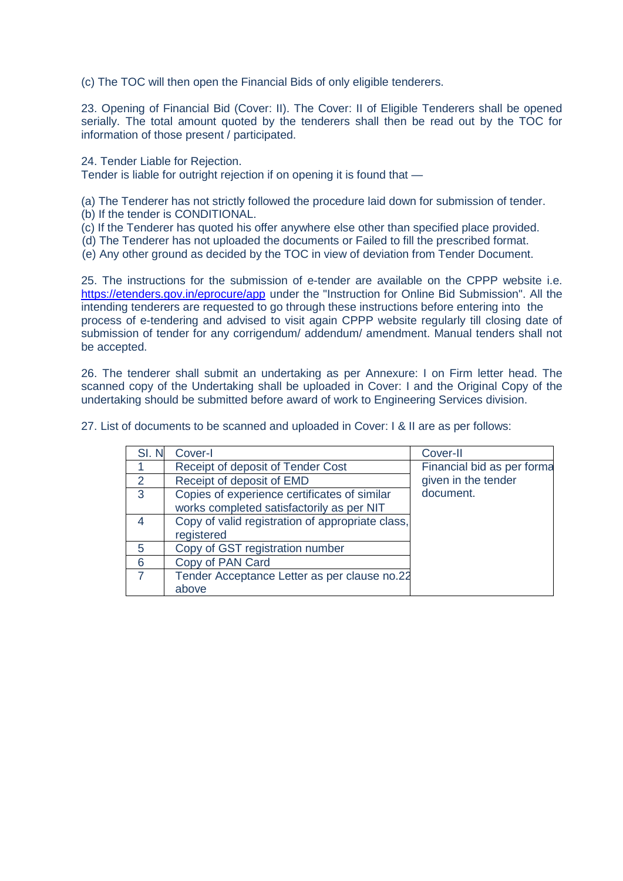(c) The TOC will then open the Financial Bids of only eligible tenderers.

23. Opening of Financial Bid (Cover: II). The Cover: II of Eligible Tenderers shall be opened serially. The total amount quoted by the tenderers shall then be read out by the TOC for information of those present / participated.

24. Tender Liable for Rejection.
Tender is liable for outright rejection if on opening it is found that —

(a) The Tenderer has not strictly followed the procedure laid down for submission of tender.
(b) If the tender is CONDITIONAL.
(c) If the Tenderer has quoted his offer anywhere else other than specified place provided.
(d) The Tenderer has not uploaded the documents or Failed to fill the prescribed format.
(e) Any other ground as decided by the TOC in view of deviation from Tender Document.

25. The instructions for the submission of e-tender are available on the CPPP website i.e. https://etenders.gov.in/eprocure/app under the "Instruction for Online Bid Submission". All the intending tenderers are requested to go through these instructions before entering into the process of e-tendering and advised to visit again CPPP website regularly till closing date of submission of tender for any corrigendum/ addendum/ amendment. Manual tenders shall not be accepted.

26. The tenderer shall submit an undertaking as per Annexure: I on Firm letter head. The scanned copy of the Undertaking shall be uploaded in Cover: I and the Original Copy of the undertaking should be submitted before award of work to Engineering Services division.

27. List of documents to be scanned and uploaded in Cover: I & II are as per follows:

| Sl. N | Cover-I | Cover-II |
|---|---|---|
| 1 | Receipt of deposit of Tender Cost | Financial bid as per forma given in the tender document. |
| 2 | Receipt of deposit of EMD | |
| 3 | Copies of experience certificates of similar works completed satisfactorily as per NIT | |
| 4 | Copy of valid registration of appropriate class, registered | |
| 5 | Copy of GST registration number | |
| 6 | Copy of PAN Card | |
| 7 | Tender Acceptance Letter as per clause no.22 above | |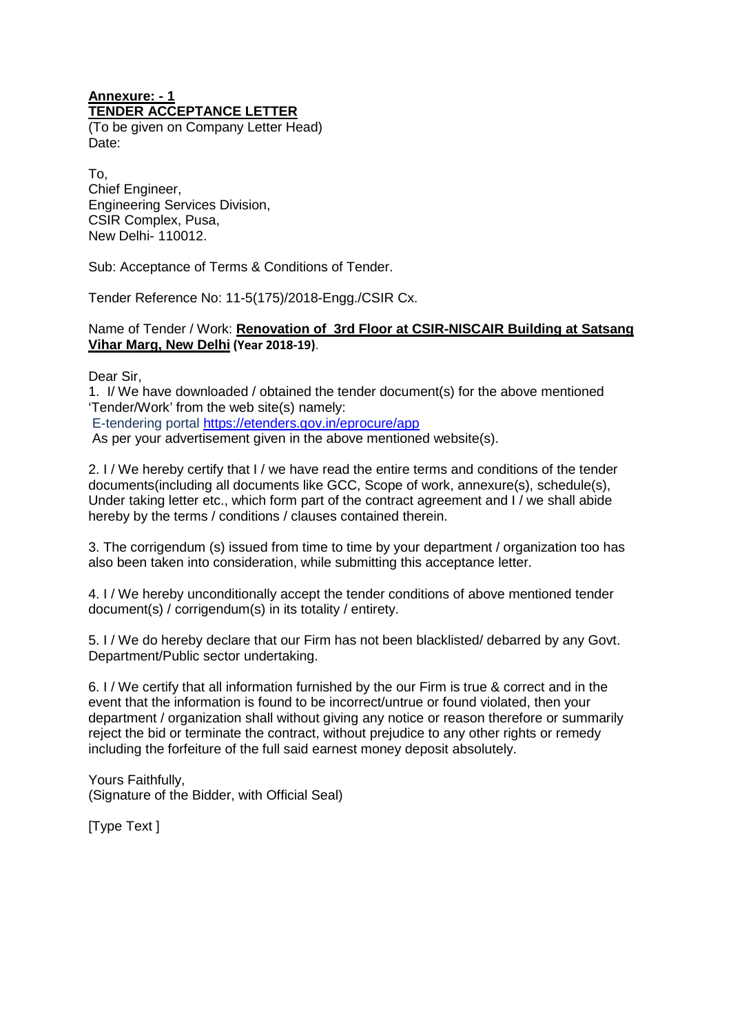**Annexure: - 1**
**TENDER ACCEPTANCE LETTER**

(To be given on Company Letter Head)
Date:

To,
Chief Engineer,
Engineering Services Division,
CSIR Complex, Pusa,
New Delhi- 110012.

Sub: Acceptance of Terms & Conditions of Tender.

Tender Reference No: 11-5(175)/2018-Engg./CSIR Cx.

Name of Tender / Work: **Renovation of 3rd Floor at CSIR-NISCAIR Building at Satsang Vihar Marg, New Delhi (Year 2018-19)**.

Dear Sir,

1. I/ We have downloaded / obtained the tender document(s) for the above mentioned 'Tender/Work' from the web site(s) namely:
E-tendering portal https://etenders.gov.in/eprocure/app
As per your advertisement given in the above mentioned website(s).

2. I / We hereby certify that I / we have read the entire terms and conditions of the tender documents(including all documents like GCC, Scope of work, annexure(s), schedule(s), Under taking letter etc., which form part of the contract agreement and I / we shall abide hereby by the terms / conditions / clauses contained therein.

3. The corrigendum (s) issued from time to time by your department / organization too has also been taken into consideration, while submitting this acceptance letter.

4. I / We hereby unconditionally accept the tender conditions of above mentioned tender document(s) / corrigendum(s) in its totality / entirety.

5. I / We do hereby declare that our Firm has not been blacklisted/ debarred by any Govt. Department/Public sector undertaking.

6. I / We certify that all information furnished by the our Firm is true & correct and in the event that the information is found to be incorrect/untrue or found violated, then your department / organization shall without giving any notice or reason therefore or summarily reject the bid or terminate the contract, without prejudice to any other rights or remedy including the forfeiture of the full said earnest money deposit absolutely.

Yours Faithfully,
(Signature of the Bidder, with Official Seal)

[Type Text ]